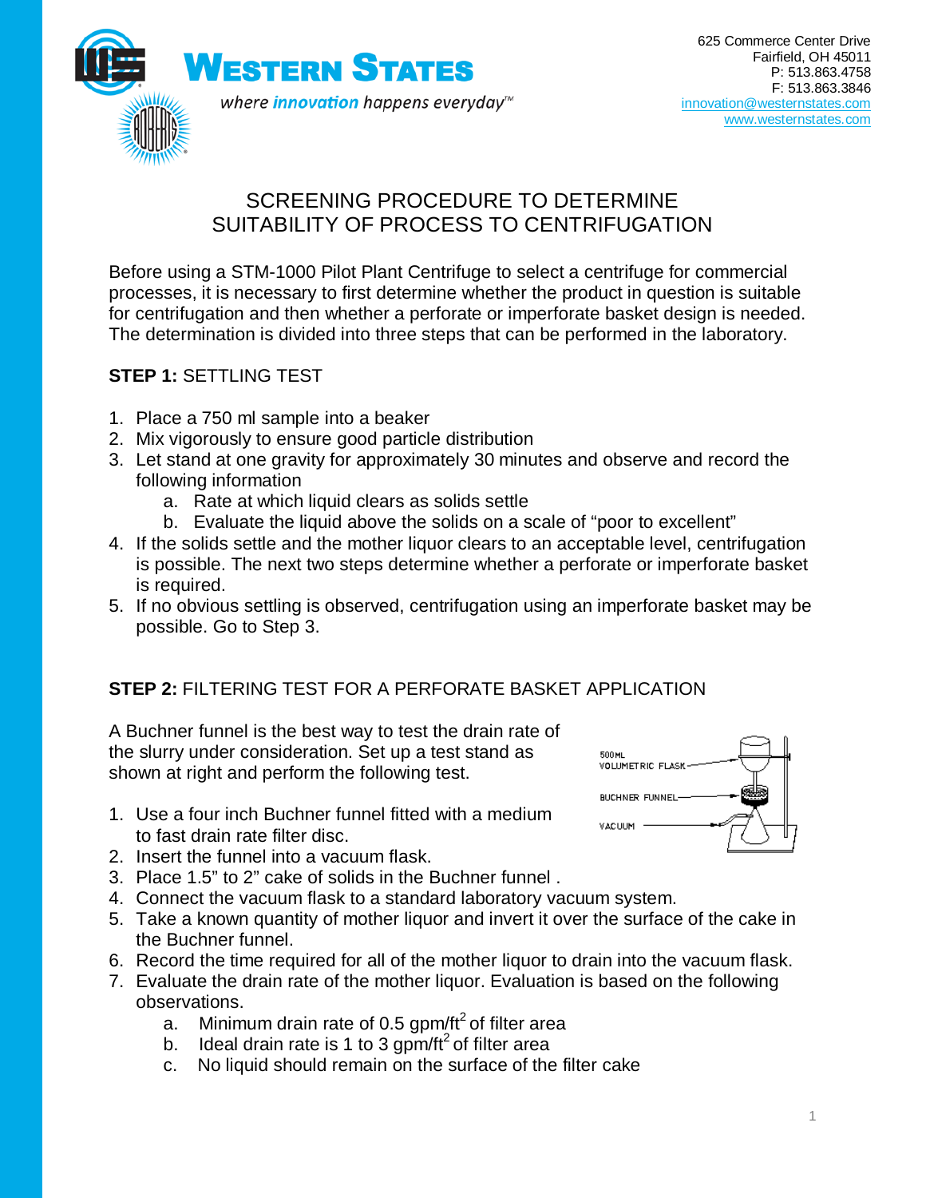# WESTERN STATES

*where innovation happens everyday™*

625 Commerce Center Drive
Fairfield, OH 45011
P: 513.863.4758
F: 513.863.3846
innovation@westernstates.com
www.westernstates.com

## SCREENING PROCEDURE TO DETERMINE SUITABILITY OF PROCESS TO CENTRIFUGATION

Before using a STM-1000 Pilot Plant Centrifuge to select a centrifuge for commercial processes, it is necessary to first determine whether the product in question is suitable for centrifugation and then whether a perforate or imperforate basket design is needed. The determination is divided into three steps that can be performed in the laboratory.

### STEP 1: SETTLING TEST

1. Place a 750 ml sample into a beaker
2. Mix vigorously to ensure good particle distribution
3. Let stand at one gravity for approximately 30 minutes and observe and record the following information
   a. Rate at which liquid clears as solids settle
   b. Evaluate the liquid above the solids on a scale of "poor to excellent"
4. If the solids settle and the mother liquor clears to an acceptable level, centrifugation is possible. The next two steps determine whether a perforate or imperforate basket is required.
5. If no obvious settling is observed, centrifugation using an imperforate basket may be possible. Go to Step 3.

### STEP 2: FILTERING TEST FOR A PERFORATE BASKET APPLICATION

A Buchner funnel is the best way to test the drain rate of the slurry under consideration. Set up a test stand as shown at right and perform the following test.

500 ML VOLUMETRIC FLASK
BUCHNER FUNNEL
VACUUM

1. Use a four inch Buchner funnel fitted with a medium to fast drain rate filter disc.
2. Insert the funnel into a vacuum flask.
3. Place 1.5" to 2" cake of solids in the Buchner funnel .
4. Connect the vacuum flask to a standard laboratory vacuum system.
5. Take a known quantity of mother liquor and invert it over the surface of the cake in the Buchner funnel.
6. Record the time required for all of the mother liquor to drain into the vacuum flask.
7. Evaluate the drain rate of the mother liquor. Evaluation is based on the following observations.
   a. Minimum drain rate of 0.5 gpm/ft$^2$ of filter area
   b. Ideal drain rate is 1 to 3 gpm/ft$^2$ of filter area
   c. No liquid should remain on the surface of the filter cake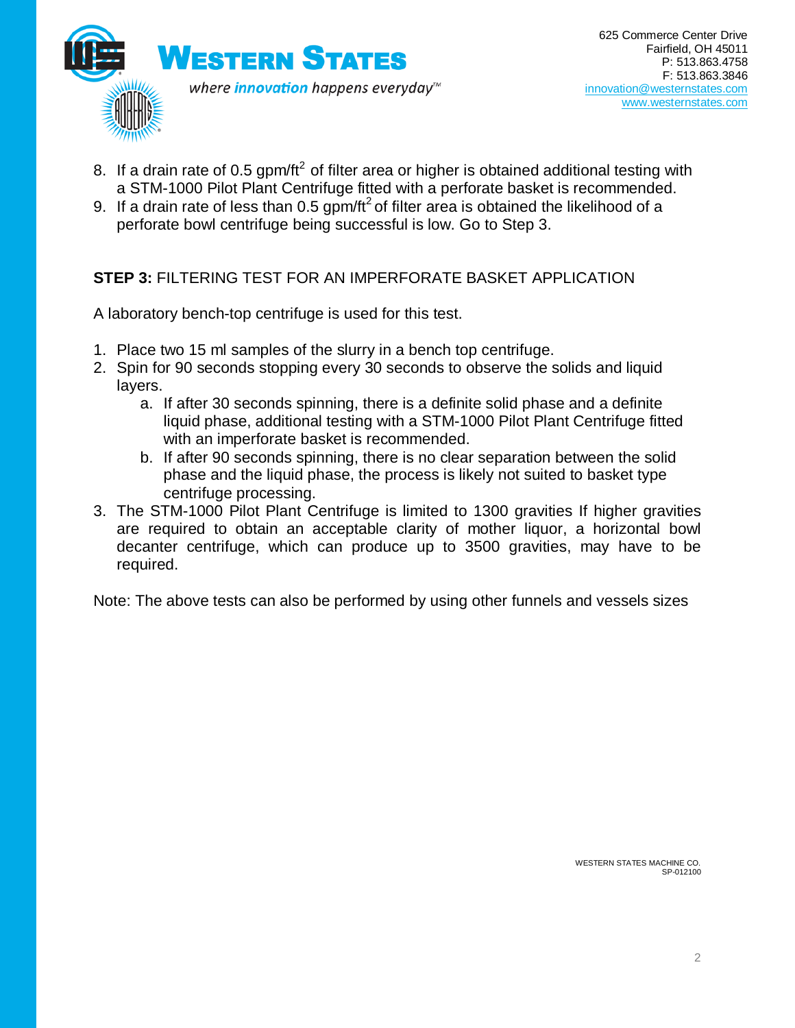8. If a drain rate of 0.5 gpm/ft$^2$ of filter area or higher is obtained additional testing with a STM-1000 Pilot Plant Centrifuge fitted with a perforate basket is recommended.
9. If a drain rate of less than 0.5 gpm/ft$^2$ of filter area is obtained the likelihood of a perforate bowl centrifuge being successful is low. Go to Step 3.

**STEP 3:** FILTERING TEST FOR AN IMPERFORATE BASKET APPLICATION

A laboratory bench-top centrifuge is used for this test.

1. Place two 15 ml samples of the slurry in a bench top centrifuge.
2. Spin for 90 seconds stopping every 30 seconds to observe the solids and liquid layers.
   a. If after 30 seconds spinning, there is a definite solid phase and a definite liquid phase, additional testing with a STM-1000 Pilot Plant Centrifuge fitted with an imperforate basket is recommended.
   b. If after 90 seconds spinning, there is no clear separation between the solid phase and the liquid phase, the process is likely not suited to basket type centrifuge processing.
3. The STM-1000 Pilot Plant Centrifuge is limited to 1300 gravities If higher gravities are required to obtain an acceptable clarity of mother liquor, a horizontal bowl decanter centrifuge, which can produce up to 3500 gravities, may have to be required.

Note: The above tests can also be performed by using other funnels and vessels sizes

WESTERN STATES MACHINE CO.
SP-012100